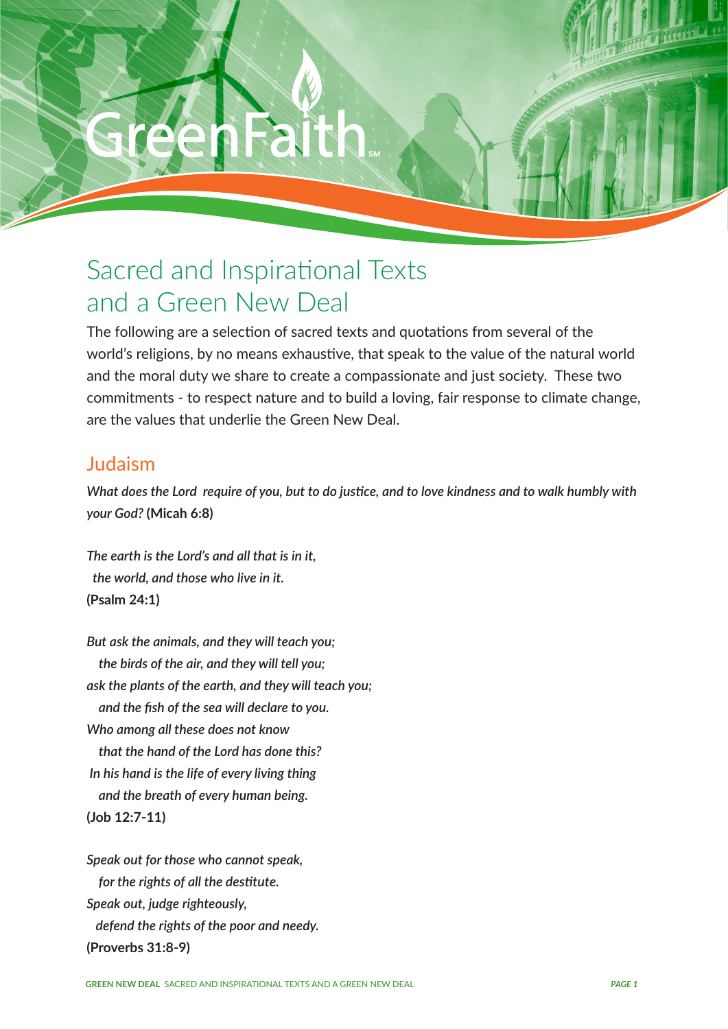GreenFaith

# Sacred and Inspirational Texts and a Green New Deal

The following are a selection of sacred texts and quotations from several of the world's religions, by no means exhaustive, that speak to the value of the natural world and the moral duty we share to create a compassionate and just society. These two commitments - to respect nature and to build a loving, fair response to climate change, are the values that underlie the Green New Deal.

## Judaism

*What does the Lord require of you, but to do justice, and to love kindness and to walk humbly with your God?* **(Micah 6:8)**

*The earth is the Lord's and all that is in it,*
*the world, and those who live in it.*
**(Psalm 24:1)**

*But ask the animals, and they will teach you;*
*the birds of the air, and they will tell you;*
*ask the plants of the earth, and they will teach you;*
*and the fish of the sea will declare to you.*
*Who among all these does not know*
*that the hand of the Lord has done this?*
*In his hand is the life of every living thing*
*and the breath of every human being.*
**(Job 12:7-11)**

*Speak out for those who cannot speak,*
*for the rights of all the destitute.*
*Speak out, judge righteously,*
*defend the rights of the poor and needy.*
**(Proverbs 31:8-9)**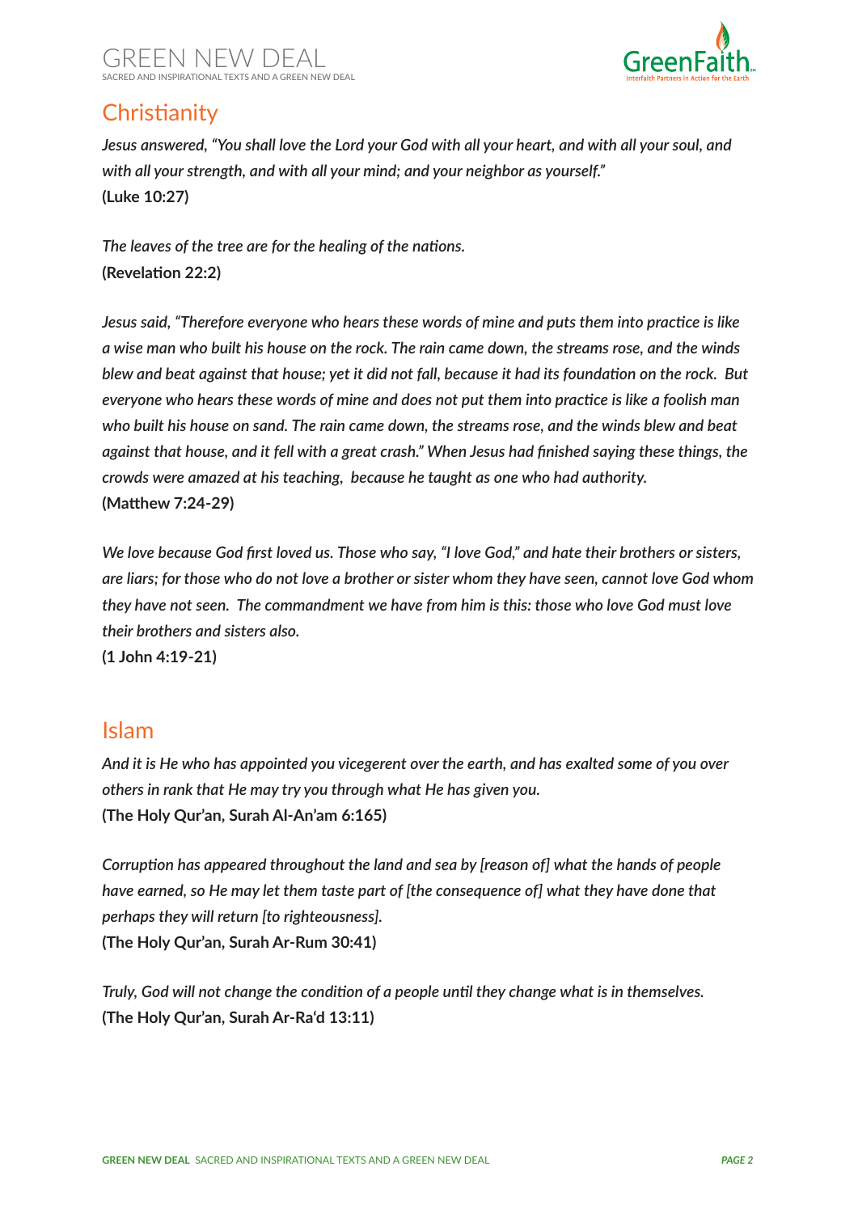## Christianity

*Jesus answered, "You shall love the Lord your God with all your heart, and with all your soul, and with all your strength, and with all your mind; and your neighbor as yourself."*
**(Luke 10:27)**

*The leaves of the tree are for the healing of the nations.*
**(Revelation 22:2)**

*Jesus said, "Therefore everyone who hears these words of mine and puts them into practice is like a wise man who built his house on the rock. The rain came down, the streams rose, and the winds blew and beat against that house; yet it did not fall, because it had its foundation on the rock. But everyone who hears these words of mine and does not put them into practice is like a foolish man who built his house on sand. The rain came down, the streams rose, and the winds blew and beat against that house, and it fell with a great crash." When Jesus had finished saying these things, the crowds were amazed at his teaching, because he taught as one who had authority.*
**(Matthew 7:24-29)**

*We love because God first loved us. Those who say, "I love God," and hate their brothers or sisters, are liars; for those who do not love a brother or sister whom they have seen, cannot love God whom they have not seen. The commandment we have from him is this: those who love God must love their brothers and sisters also.*
**(1 John 4:19-21)**

## Islam

*And it is He who has appointed you vicegerent over the earth, and has exalted some of you over others in rank that He may try you through what He has given you.*
**(The Holy Qur'an, Surah Al-An'am 6:165)**

*Corruption has appeared throughout the land and sea by [reason of] what the hands of people have earned, so He may let them taste part of [the consequence of] what they have done that perhaps they will return [to righteousness].*
**(The Holy Qur'an, Surah Ar-Rum 30:41)**

*Truly, God will not change the condition of a people until they change what is in themselves.*
**(The Holy Qur'an, Surah Ar-Ra'd 13:11)**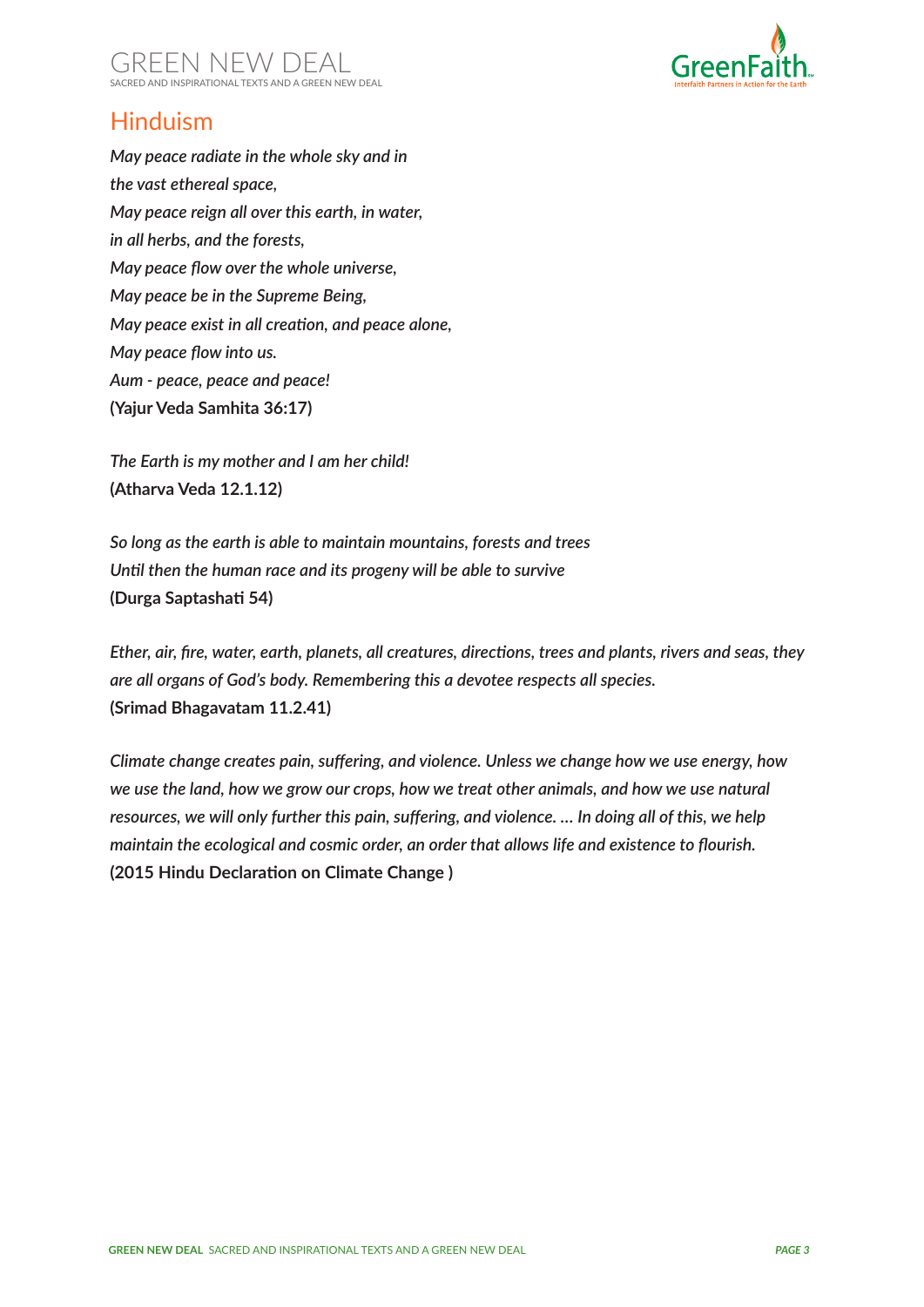## Hinduism

*May peace radiate in the whole sky and in*
*the vast ethereal space,*
*May peace reign all over this earth, in water,*
*in all herbs, and the forests,*
*May peace flow over the whole universe,*
*May peace be in the Supreme Being,*
*May peace exist in all creation, and peace alone,*
*May peace flow into us.*
*Aum - peace, peace and peace!*
**(Yajur Veda Samhita 36:17)**

*The Earth is my mother and I am her child!*
**(Atharva Veda 12.1.12)**

*So long as the earth is able to maintain mountains, forests and trees*
*Until then the human race and its progeny will be able to survive*
**(Durga Saptashati 54)**

*Ether, air, fire, water, earth, planets, all creatures, directions, trees and plants, rivers and seas, they are all organs of God's body. Remembering this a devotee respects all species.*
**(Srimad Bhagavatam 11.2.41)**

*Climate change creates pain, suffering, and violence. Unless we change how we use energy, how we use the land, how we grow our crops, how we treat other animals, and how we use natural resources, we will only further this pain, suffering, and violence. … In doing all of this, we help maintain the ecological and cosmic order, an order that allows life and existence to flourish.*
**(2015 Hindu Declaration on Climate Change )**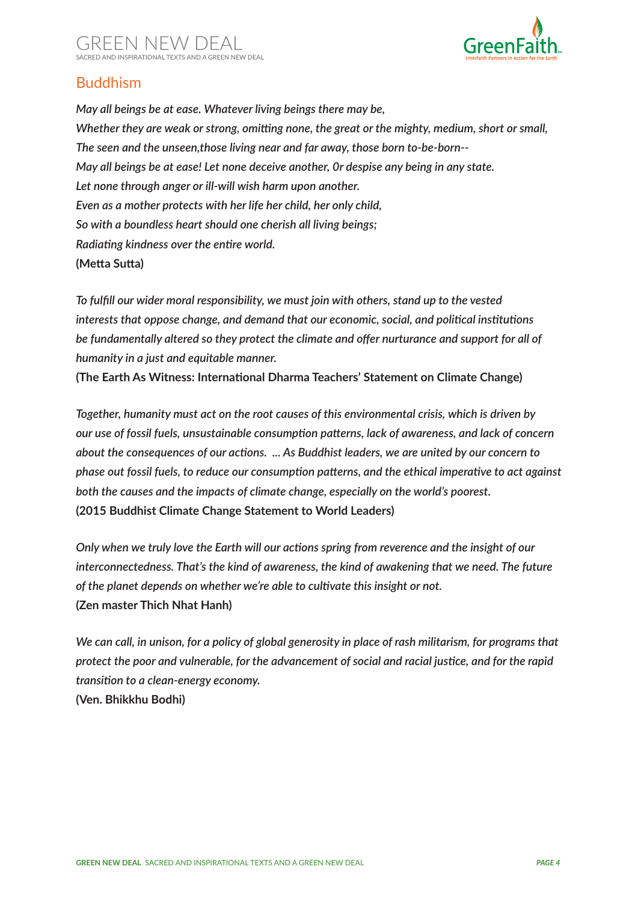## Buddhism

*May all beings be at ease. Whatever living beings there may be,*
*Whether they are weak or strong, omitting none, the great or the mighty, medium, short or small,*
*The seen and the unseen,those living near and far away, those born to-be-born--*
*May all beings be at ease! Let none deceive another, 0r despise any being in any state.*
*Let none through anger or ill-will wish harm upon another.*
*Even as a mother protects with her life her child, her only child,*
*So with a boundless heart should one cherish all living beings;*
*Radiating kindness over the entire world.*
**(Metta Sutta)**

*To fulfill our wider moral responsibility, we must join with others, stand up to the vested interests that oppose change, and demand that our economic, social, and political institutions be fundamentally altered so they protect the climate and offer nurturance and support for all of humanity in a just and equitable manner.*
**(The Earth As Witness: International Dharma Teachers' Statement on Climate Change)**

*Together, humanity must act on the root causes of this environmental crisis, which is driven by our use of fossil fuels, unsustainable consumption patterns, lack of awareness, and lack of concern about the consequences of our actions. ... As Buddhist leaders, we are united by our concern to phase out fossil fuels, to reduce our consumption patterns, and the ethical imperative to act against both the causes and the impacts of climate change, especially on the world's poorest.*
**(2015 Buddhist Climate Change Statement to World Leaders)**

*Only when we truly love the Earth will our actions spring from reverence and the insight of our interconnectedness. That's the kind of awareness, the kind of awakening that we need. The future of the planet depends on whether we're able to cultivate this insight or not.*
**(Zen master Thich Nhat Hanh)**

*We can call, in unison, for a policy of global generosity in place of rash militarism, for programs that protect the poor and vulnerable, for the advancement of social and racial justice, and for the rapid transition to a clean-energy economy.*
**(Ven. Bhikkhu Bodhi)**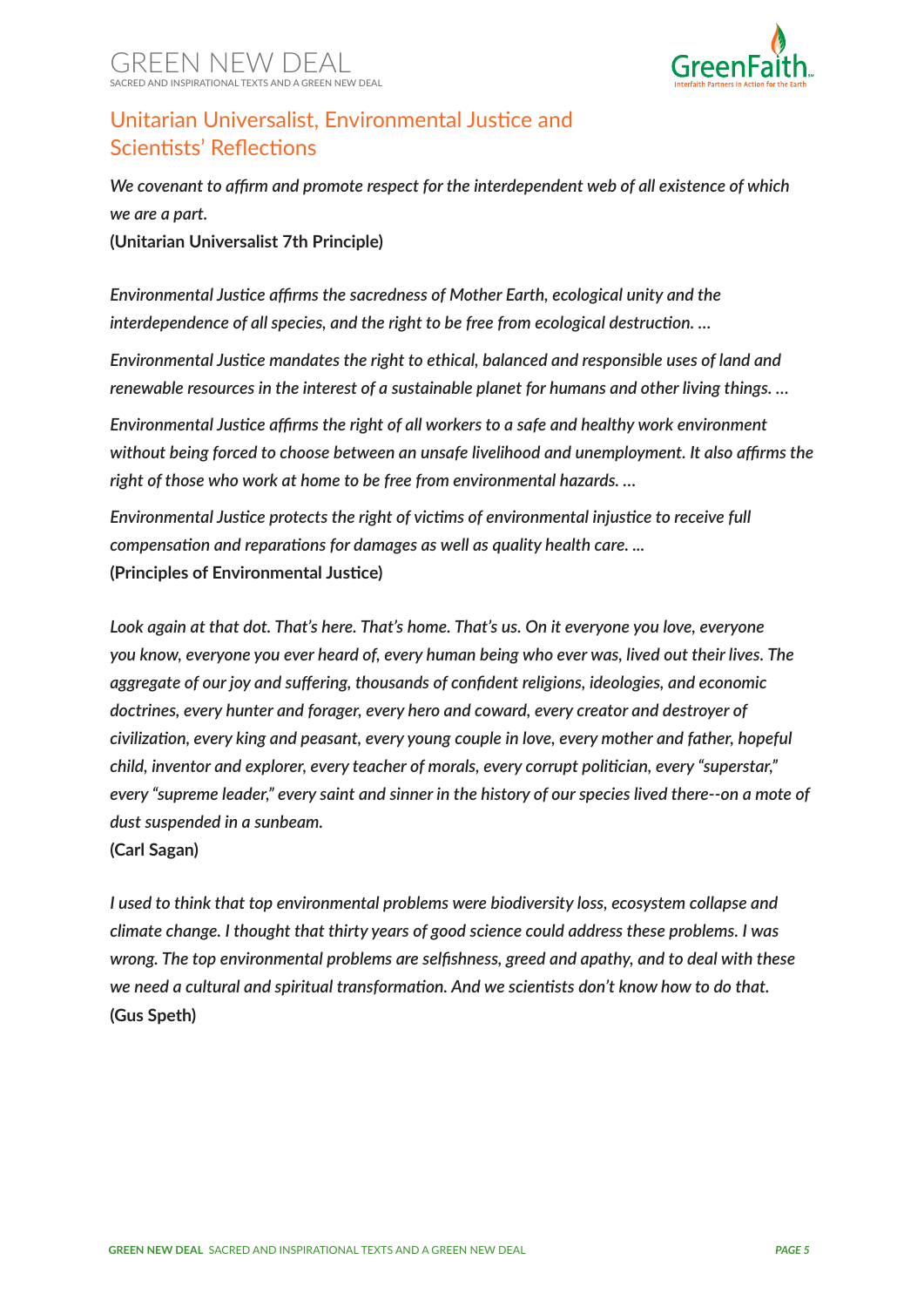## Unitarian Universalist, Environmental Justice and Scientists' Reflections

*We covenant to affirm and promote respect for the interdependent web of all existence of which we are a part.*
**(Unitarian Universalist 7th Principle)**

*Environmental Justice affirms the sacredness of Mother Earth, ecological unity and the interdependence of all species, and the right to be free from ecological destruction. …*

*Environmental Justice mandates the right to ethical, balanced and responsible uses of land and renewable resources in the interest of a sustainable planet for humans and other living things. …*

*Environmental Justice affirms the right of all workers to a safe and healthy work environment without being forced to choose between an unsafe livelihood and unemployment. It also affirms the right of those who work at home to be free from environmental hazards. …*

*Environmental Justice protects the right of victims of environmental injustice to receive full compensation and reparations for damages as well as quality health care. …*
**(Principles of Environmental Justice)**

*Look again at that dot. That's here. That's home. That's us. On it everyone you love, everyone you know, everyone you ever heard of, every human being who ever was, lived out their lives. The aggregate of our joy and suffering, thousands of confident religions, ideologies, and economic doctrines, every hunter and forager, every hero and coward, every creator and destroyer of civilization, every king and peasant, every young couple in love, every mother and father, hopeful child, inventor and explorer, every teacher of morals, every corrupt politician, every "superstar," every "supreme leader," every saint and sinner in the history of our species lived there--on a mote of dust suspended in a sunbeam.*
**(Carl Sagan)**

*I used to think that top environmental problems were biodiversity loss, ecosystem collapse and climate change. I thought that thirty years of good science could address these problems. I was wrong. The top environmental problems are selfishness, greed and apathy, and to deal with these we need a cultural and spiritual transformation. And we scientists don't know how to do that.*
**(Gus Speth)**